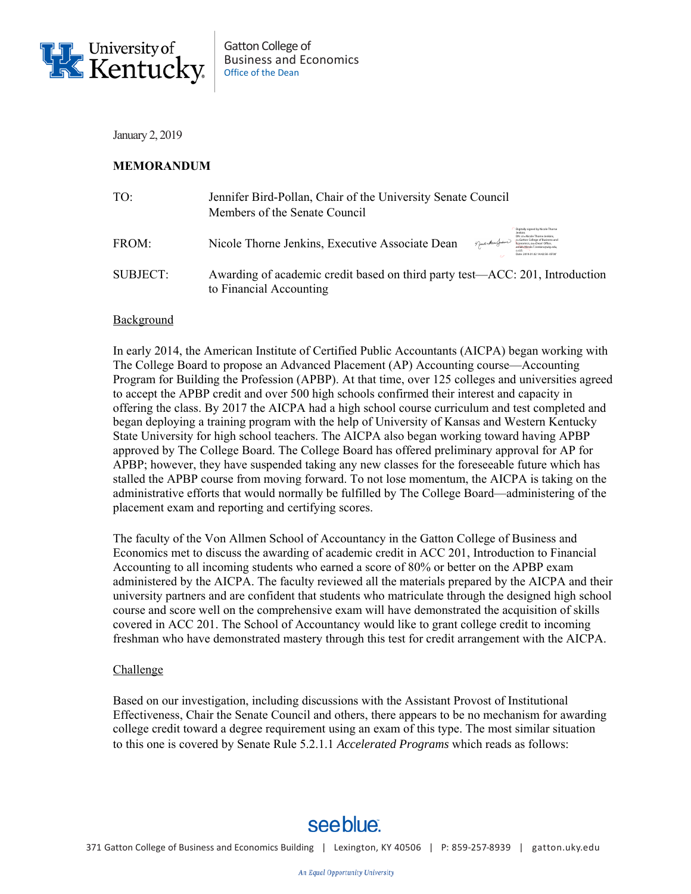University of Kentucky

Gatton College of Business and Economics
Office of the Dean

January 2, 2019

**MEMORANDUM**

| | |
|---|---|
| TO: | Jennifer Bird-Pollan, Chair of the University Senate Council<br>Members of the Senate Council |
| FROM: | Nicole Thorne Jenkins, Executive Associate Dean |
| SUBJECT: | Awarding of academic credit based on third party test—ACC: 201, Introduction to Financial Accounting |

Background

In early 2014, the American Institute of Certified Public Accountants (AICPA) began working with The College Board to propose an Advanced Placement (AP) Accounting course—Accounting Program for Building the Profession (APBP). At that time, over 125 colleges and universities agreed to accept the APBP credit and over 500 high schools confirmed their interest and capacity in offering the class. By 2017 the AICPA had a high school course curriculum and test completed and began deploying a training program with the help of University of Kansas and Western Kentucky State University for high school teachers. The AICPA also began working toward having APBP approved by The College Board. The College Board has offered preliminary approval for AP for APBP; however, they have suspended taking any new classes for the foreseeable future which has stalled the APBP course from moving forward. To not lose momentum, the AICPA is taking on the administrative efforts that would normally be fulfilled by The College Board—administering of the placement exam and reporting and certifying scores.

The faculty of the Von Allmen School of Accountancy in the Gatton College of Business and Economics met to discuss the awarding of academic credit in ACC 201, Introduction to Financial Accounting to all incoming students who earned a score of 80% or better on the APBP exam administered by the AICPA. The faculty reviewed all the materials prepared by the AICPA and their university partners and are confident that students who matriculate through the designed high school course and score well on the comprehensive exam will have demonstrated the acquisition of skills covered in ACC 201. The School of Accountancy would like to grant college credit to incoming freshman who have demonstrated mastery through this test for credit arrangement with the AICPA.

Challenge

Based on our investigation, including discussions with the Assistant Provost of Institutional Effectiveness, Chair the Senate Council and others, there appears to be no mechanism for awarding college credit toward a degree requirement using an exam of this type. The most similar situation to this one is covered by Senate Rule 5.2.1.1 *Accelerated Programs* which reads as follows: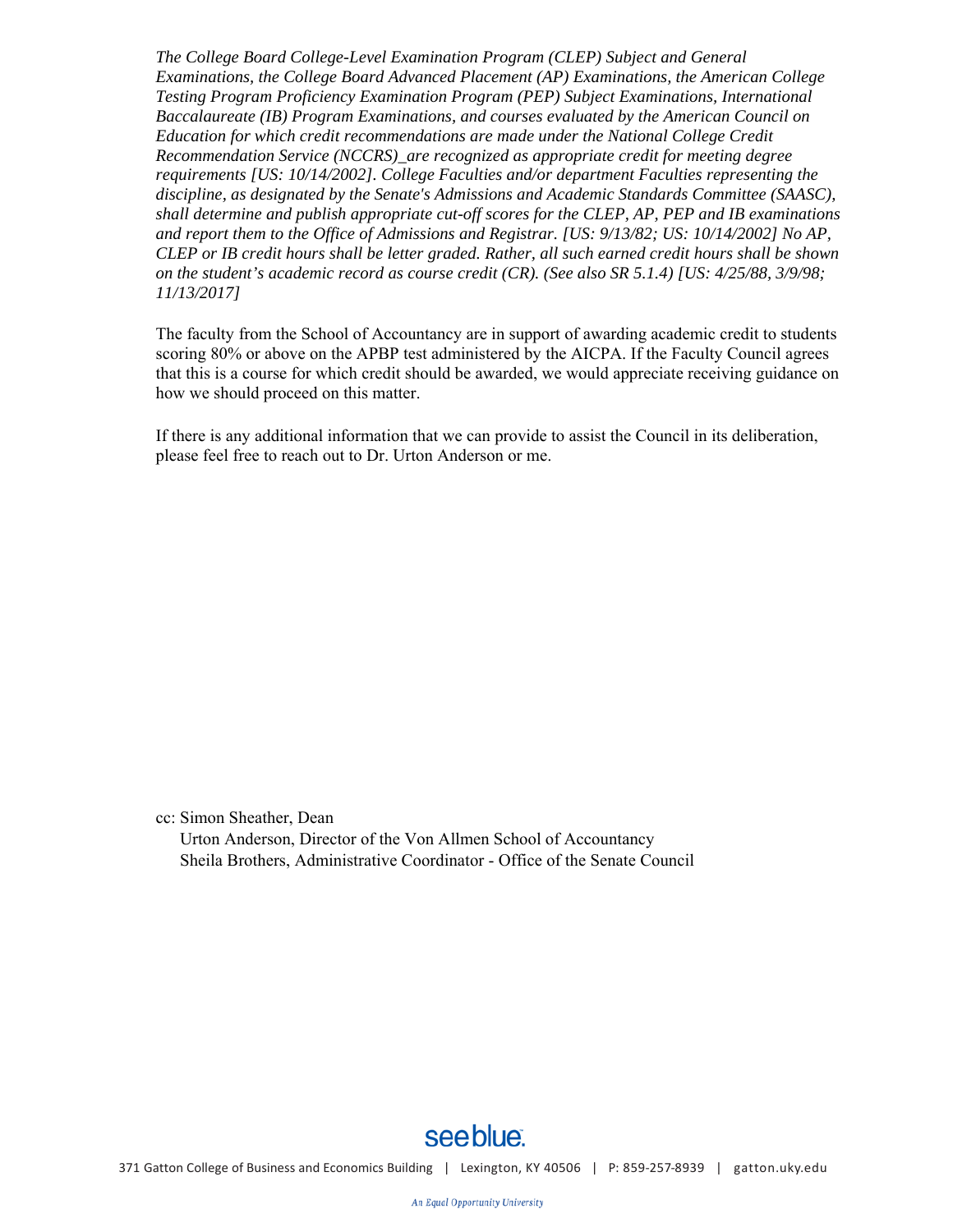*The College Board College-Level Examination Program (CLEP) Subject and General Examinations, the College Board Advanced Placement (AP) Examinations, the American College Testing Program Proficiency Examination Program (PEP) Subject Examinations, International Baccalaureate (IB) Program Examinations, and courses evaluated by the American Council on Education for which credit recommendations are made under the National College Credit Recommendation Service (NCCRS)_are recognized as appropriate credit for meeting degree requirements [US: 10/14/2002]. College Faculties and/or department Faculties representing the discipline, as designated by the Senate's Admissions and Academic Standards Committee (SAASC), shall determine and publish appropriate cut-off scores for the CLEP, AP, PEP and IB examinations and report them to the Office of Admissions and Registrar. [US: 9/13/82; US: 10/14/2002] No AP, CLEP or IB credit hours shall be letter graded. Rather, all such earned credit hours shall be shown on the student's academic record as course credit (CR). (See also SR 5.1.4) [US: 4/25/88, 3/9/98; 11/13/2017]*

The faculty from the School of Accountancy are in support of awarding academic credit to students scoring 80% or above on the APBP test administered by the AICPA. If the Faculty Council agrees that this is a course for which credit should be awarded, we would appreciate receiving guidance on how we should proceed on this matter.

If there is any additional information that we can provide to assist the Council in its deliberation, please feel free to reach out to Dr. Urton Anderson or me.

cc: Simon Sheather, Dean
Urton Anderson, Director of the Von Allmen School of Accountancy
Sheila Brothers, Administrative Coordinator - Office of the Senate Council